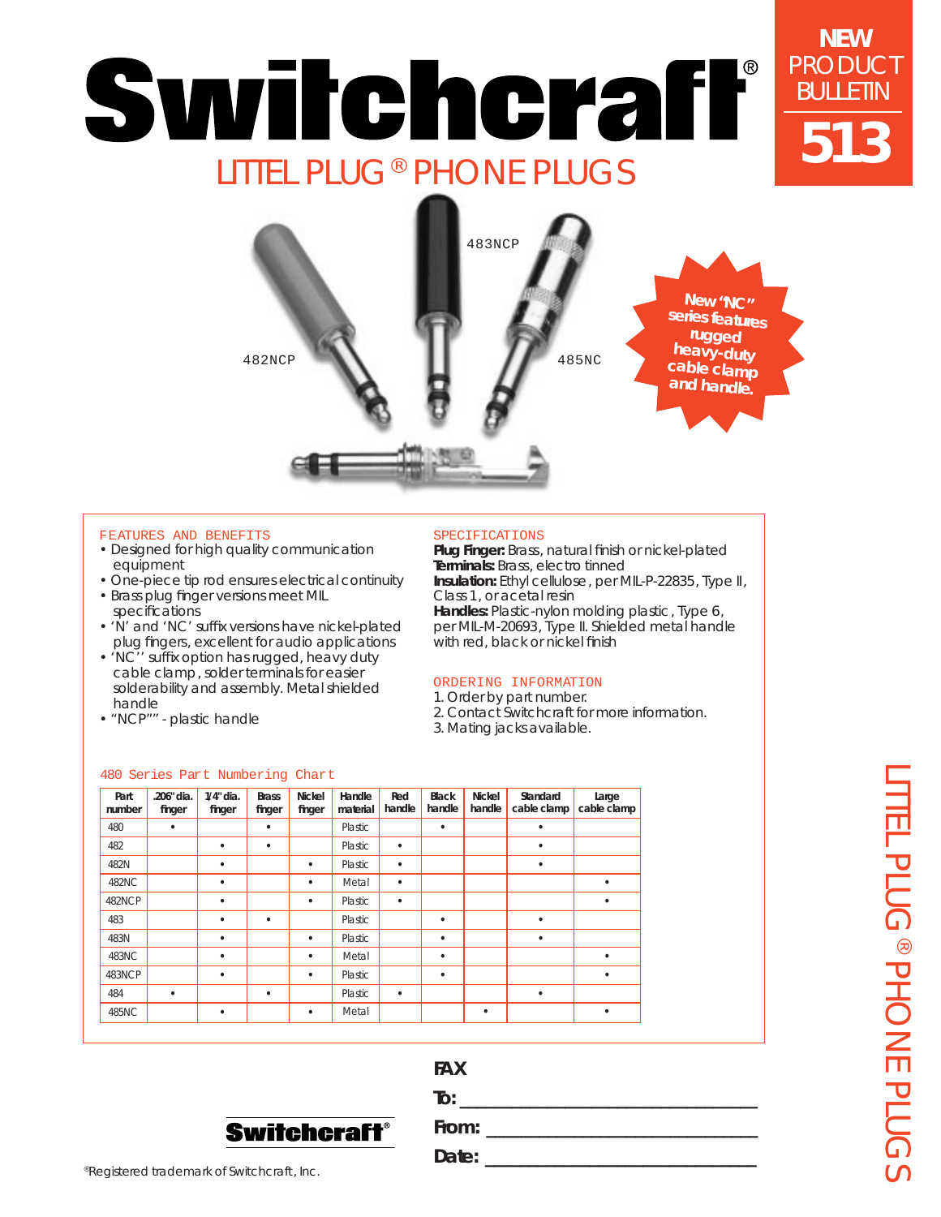# Switchcraft®

## LITTEL PLUG® PHONE PLUGS

**NEW PRODUCT BULLETIN 513**

483NCP

482NCP

485NC

New "NC" series features rugged heavy-duty cable clamp and handle.

### FEATURES AND BENEFITS

- Designed for high quality communication equipment
- One-piece tip rod ensures electrical continuity
- Brass plug finger versions meet MIL specifications
- 'N' and 'NC' suffix versions have nickel-plated plug fingers, excellent for audio applications
- 'NC'' suffix option has rugged, heavy duty cable clamp, solder terminals for easier solderability and assembly. Metal shielded handle
- "NCP"" - plastic handle

### SPECIFICATIONS

**Plug Finger:** Brass, natural finish or nickel-plated
**Terminals:** Brass, electro tinned
**Insulation:** Ethyl cellulose, per MIL-P-22835, Type II, Class 1, or acetal resin
**Handles:** Plastic-nylon molding plastic, Type 6, per MIL-M-20693, Type II. Shielded metal handle with red, black or nickel finish

### ORDERING INFORMATION

1. Order by part number.
2. Contact Switchcraft for more information.
3. Mating jacks available.

### 480 Series Part Numbering Chart

| Part number | .206" dia. finger | 1/4" dia. finger | Brass finger | Nickel finger | Handle material | Red handle | Black handle | Nickel handle | Standard cable clamp | Large cable clamp |
|---|---|---|---|---|---|---|---|---|---|---|
| 480 | • | | • | | Plastic | | • | | • | |
| 482 | | • | • | | Plastic | • | | | • | |
| 482N | | • | | • | Plastic | • | | | • | |
| 482NC | | • | | • | Metal | • | | | | • |
| 482NCP | | • | | • | Plastic | • | | | | • |
| 483 | | • | • | | Plastic | | • | | • | |
| 483N | | • | | • | Plastic | | • | | • | |
| 483NC | | • | | • | Metal | | • | | | • |
| 483NCP | | • | | • | Plastic | | • | | | • |
| 484 | • | | • | | Plastic | • | | | • | |
| 485NC | | • | | • | Metal | | | • | | • |

**FAX**

**To:** ______________________________

**From:** ______________________________

**Date:** ______________________________

Switchcraft®

®Registered trademark of Switchcraft, Inc.

LITTEL PLUG® PHONE PLUGS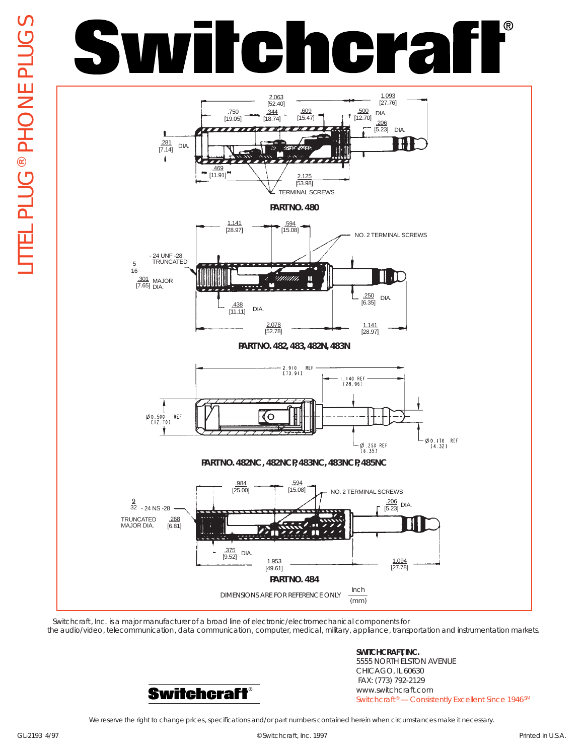# Switchcraft®

LITTEL PLUG® PHONE PLUGS

2.063
[52.40]

1.093
[27.76]

.750
[19.05]

.344
[18.74]

.609
[15.47]

.500
[12.70]
DIA.

.206
[5.23]
DIA.

.281
[7.14]
DIA.

.469
[11.91]

2.125
[53.98]

TERMINAL SCREWS

**PART NO. 480**

1.141
[28.97]

.594
[15.08]

NO. 2 TERMINAL SCREWS

5/16 - 24 UNF -28
TRUNCATED

.301
[7.65]
MAJOR DIA.

.250
[6.35]
DIA.

.438
[11.11]
DIA.

2.078
[52.78]

1.141
[28.97]

**PART NO. 482, 483, 482N, 483N**

2.910 REF
[73.91]

1.140 REF
[28.96]

Ø0.500 REF
[12.70]

Ø.250 REF
[6.35]

Ø0.170 REF
[4.32]

**PART NO. 482NC, 482NCP, 483NC, 483NCP, 485NC**

.984
[25.00]

.594
[15.08]

NO. 2 TERMINAL SCREWS

9/32 - 24 NS -28

TRUNCATED MAJOR DIA.

.268
[6.81]

.206
[5.23]
DIA.

.375
[9.52]
DIA.

1.953
[49.61]

1.094
[27.78]

**PART NO. 484**

DIMENSIONS ARE FOR REFERENCE ONLY Inch / (mm)

Switchcraft, Inc. is a major manufacturer of a broad line of electronic/electromechanical components for the audio/video, telecommunication, data communication, computer, medical, military, appliance, transportation and instrumentation markets.

Switchcraft®

**SWITCHCRAFT, INC.**
5555 NORTH ELSTON AVENUE
CHICAGO, IL 60630
FAX: (773) 792-2129
www.switchcraft.com
Switchcraft® — Consistently Excellent Since 1946℠

We reserve the right to change prices, specifications and/or part numbers contained herein when circumstances make it necessary.

GL-2193 4/97 ©Switchcraft, Inc. 1997 Printed in U.S.A.